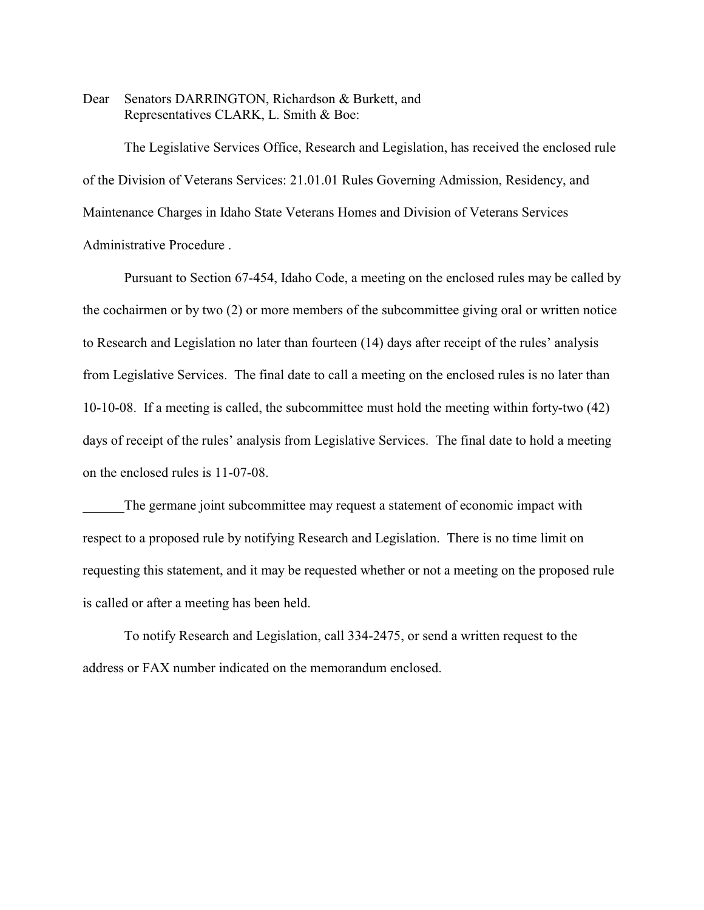Dear Senators DARRINGTON, Richardson & Burkett, and
Representatives CLARK, L. Smith & Boe:

The Legislative Services Office, Research and Legislation, has received the enclosed rule of the Division of Veterans Services: 21.01.01 Rules Governing Admission, Residency, and Maintenance Charges in Idaho State Veterans Homes and Division of Veterans Services Administrative Procedure .

Pursuant to Section 67-454, Idaho Code, a meeting on the enclosed rules may be called by the cochairmen or by two (2) or more members of the subcommittee giving oral or written notice to Research and Legislation no later than fourteen (14) days after receipt of the rules' analysis from Legislative Services. The final date to call a meeting on the enclosed rules is no later than 10-10-08. If a meeting is called, the subcommittee must hold the meeting within forty-two (42) days of receipt of the rules' analysis from Legislative Services. The final date to hold a meeting on the enclosed rules is 11-07-08.

______The germane joint subcommittee may request a statement of economic impact with respect to a proposed rule by notifying Research and Legislation. There is no time limit on requesting this statement, and it may be requested whether or not a meeting on the proposed rule is called or after a meeting has been held.

To notify Research and Legislation, call 334-2475, or send a written request to the address or FAX number indicated on the memorandum enclosed.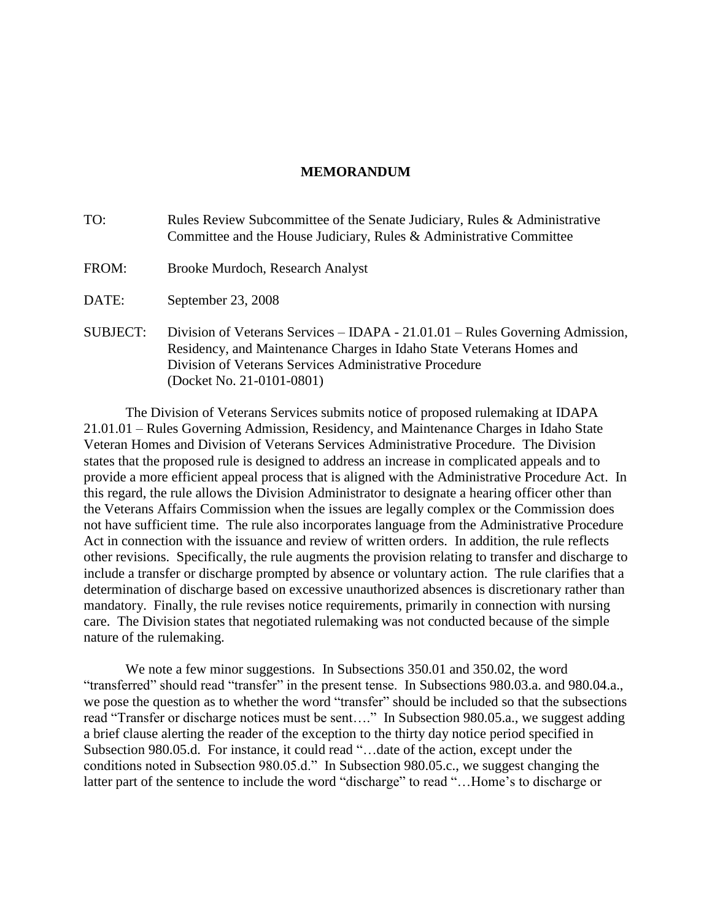**MEMORANDUM**

TO: Rules Review Subcommittee of the Senate Judiciary, Rules & Administrative Committee and the House Judiciary, Rules & Administrative Committee

FROM: Brooke Murdoch, Research Analyst

DATE: September 23, 2008

SUBJECT: Division of Veterans Services – IDAPA - 21.01.01 – Rules Governing Admission, Residency, and Maintenance Charges in Idaho State Veterans Homes and Division of Veterans Services Administrative Procedure (Docket No. 21-0101-0801)

The Division of Veterans Services submits notice of proposed rulemaking at IDAPA 21.01.01 – Rules Governing Admission, Residency, and Maintenance Charges in Idaho State Veteran Homes and Division of Veterans Services Administrative Procedure. The Division states that the proposed rule is designed to address an increase in complicated appeals and to provide a more efficient appeal process that is aligned with the Administrative Procedure Act. In this regard, the rule allows the Division Administrator to designate a hearing officer other than the Veterans Affairs Commission when the issues are legally complex or the Commission does not have sufficient time. The rule also incorporates language from the Administrative Procedure Act in connection with the issuance and review of written orders. In addition, the rule reflects other revisions. Specifically, the rule augments the provision relating to transfer and discharge to include a transfer or discharge prompted by absence or voluntary action. The rule clarifies that a determination of discharge based on excessive unauthorized absences is discretionary rather than mandatory. Finally, the rule revises notice requirements, primarily in connection with nursing care. The Division states that negotiated rulemaking was not conducted because of the simple nature of the rulemaking.

We note a few minor suggestions. In Subsections 350.01 and 350.02, the word "transferred" should read "transfer" in the present tense. In Subsections 980.03.a. and 980.04.a., we pose the question as to whether the word "transfer" should be included so that the subsections read "Transfer or discharge notices must be sent…." In Subsection 980.05.a., we suggest adding a brief clause alerting the reader of the exception to the thirty day notice period specified in Subsection 980.05.d. For instance, it could read "…date of the action, except under the conditions noted in Subsection 980.05.d." In Subsection 980.05.c., we suggest changing the latter part of the sentence to include the word "discharge" to read "…Home's to discharge or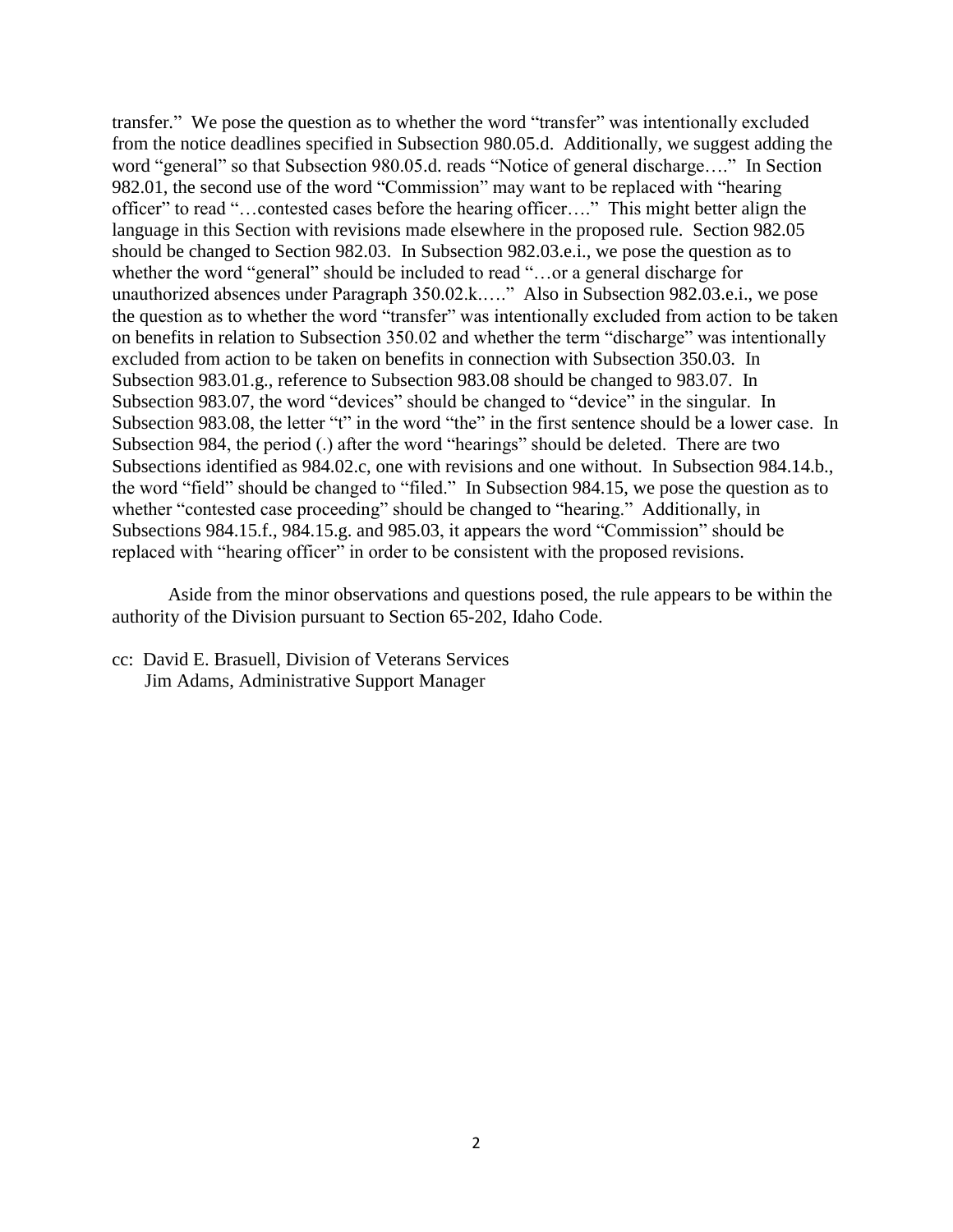transfer." We pose the question as to whether the word "transfer" was intentionally excluded from the notice deadlines specified in Subsection 980.05.d. Additionally, we suggest adding the word "general" so that Subsection 980.05.d. reads "Notice of general discharge…." In Section 982.01, the second use of the word "Commission" may want to be replaced with "hearing officer" to read "…contested cases before the hearing officer…." This might better align the language in this Section with revisions made elsewhere in the proposed rule. Section 982.05 should be changed to Section 982.03. In Subsection 982.03.e.i., we pose the question as to whether the word "general" should be included to read "…or a general discharge for unauthorized absences under Paragraph 350.02.k.…." Also in Subsection 982.03.e.i., we pose the question as to whether the word "transfer" was intentionally excluded from action to be taken on benefits in relation to Subsection 350.02 and whether the term "discharge" was intentionally excluded from action to be taken on benefits in connection with Subsection 350.03. In Subsection 983.01.g., reference to Subsection 983.08 should be changed to 983.07. In Subsection 983.07, the word "devices" should be changed to "device" in the singular. In Subsection 983.08, the letter "t" in the word "the" in the first sentence should be a lower case. In Subsection 984, the period (.) after the word "hearings" should be deleted. There are two Subsections identified as 984.02.c, one with revisions and one without. In Subsection 984.14.b., the word "field" should be changed to "filed." In Subsection 984.15, we pose the question as to whether "contested case proceeding" should be changed to "hearing." Additionally, in Subsections 984.15.f., 984.15.g. and 985.03, it appears the word "Commission" should be replaced with "hearing officer" in order to be consistent with the proposed revisions.

Aside from the minor observations and questions posed, the rule appears to be within the authority of the Division pursuant to Section 65-202, Idaho Code.

cc: David E. Brasuell, Division of Veterans Services
Jim Adams, Administrative Support Manager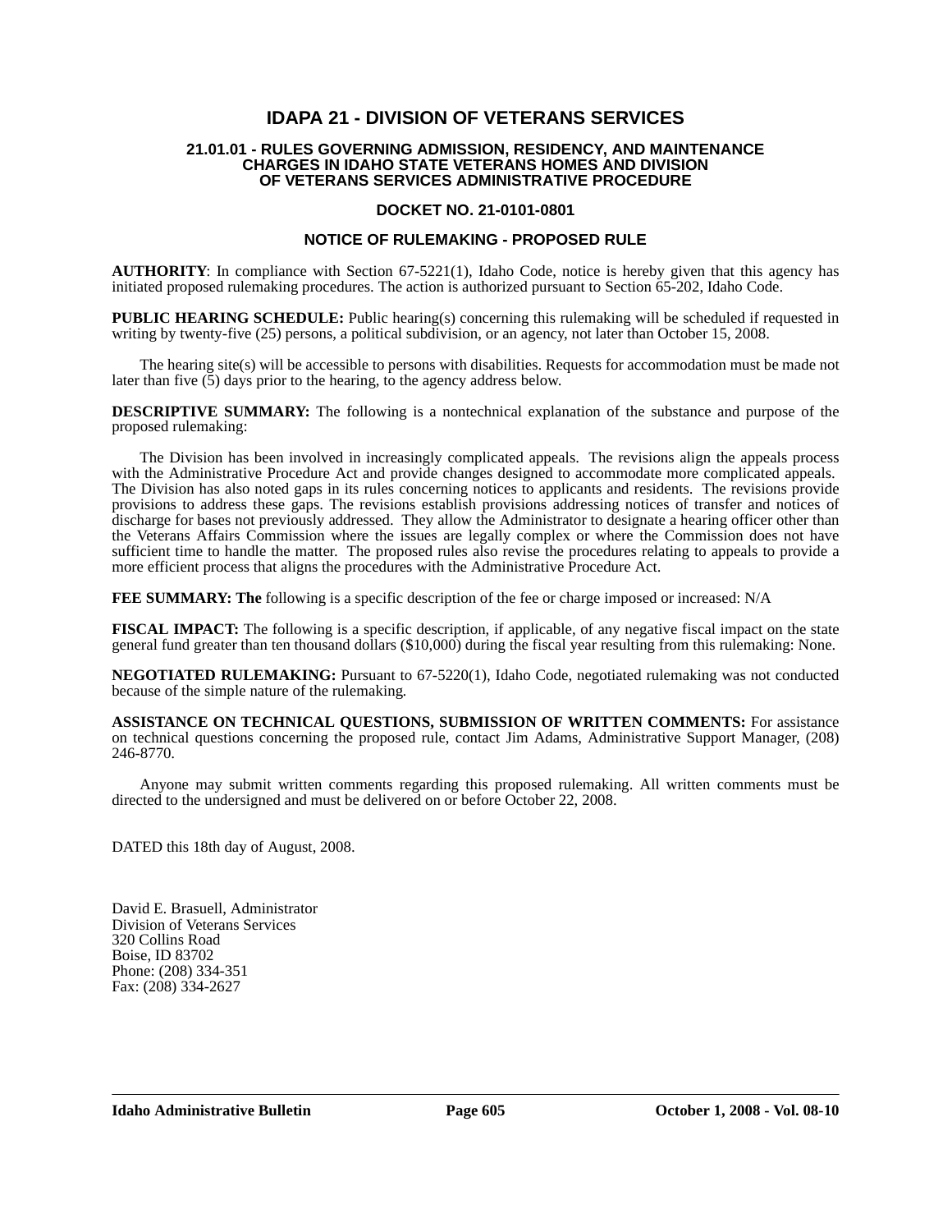# IDAPA 21 - DIVISION OF VETERANS SERVICES

## 21.01.01 - RULES GOVERNING ADMISSION, RESIDENCY, AND MAINTENANCE CHARGES IN IDAHO STATE VETERANS HOMES AND DIVISION OF VETERANS SERVICES ADMINISTRATIVE PROCEDURE

### DOCKET NO. 21-0101-0801

### NOTICE OF RULEMAKING - PROPOSED RULE

**AUTHORITY**: In compliance with Section 67-5221(1), Idaho Code, notice is hereby given that this agency has initiated proposed rulemaking procedures. The action is authorized pursuant to Section 65-202, Idaho Code.

**PUBLIC HEARING SCHEDULE:** Public hearing(s) concerning this rulemaking will be scheduled if requested in writing by twenty-five (25) persons, a political subdivision, or an agency, not later than October 15, 2008.

The hearing site(s) will be accessible to persons with disabilities. Requests for accommodation must be made not later than five (5) days prior to the hearing, to the agency address below.

**DESCRIPTIVE SUMMARY:** The following is a nontechnical explanation of the substance and purpose of the proposed rulemaking:

The Division has been involved in increasingly complicated appeals. The revisions align the appeals process with the Administrative Procedure Act and provide changes designed to accommodate more complicated appeals. The Division has also noted gaps in its rules concerning notices to applicants and residents. The revisions provide provisions to address these gaps. The revisions establish provisions addressing notices of transfer and notices of discharge for bases not previously addressed. They allow the Administrator to designate a hearing officer other than the Veterans Affairs Commission where the issues are legally complex or where the Commission does not have sufficient time to handle the matter. The proposed rules also revise the procedures relating to appeals to provide a more efficient process that aligns the procedures with the Administrative Procedure Act.

**FEE SUMMARY: The** following is a specific description of the fee or charge imposed or increased: N/A

**FISCAL IMPACT:** The following is a specific description, if applicable, of any negative fiscal impact on the state general fund greater than ten thousand dollars ($10,000) during the fiscal year resulting from this rulemaking: None.

**NEGOTIATED RULEMAKING:** Pursuant to 67-5220(1), Idaho Code, negotiated rulemaking was not conducted because of the simple nature of the rulemaking.

**ASSISTANCE ON TECHNICAL QUESTIONS, SUBMISSION OF WRITTEN COMMENTS:** For assistance on technical questions concerning the proposed rule, contact Jim Adams, Administrative Support Manager, (208) 246-8770.

Anyone may submit written comments regarding this proposed rulemaking. All written comments must be directed to the undersigned and must be delivered on or before October 22, 2008.

DATED this 18th day of August, 2008.

David E. Brasuell, Administrator
Division of Veterans Services
320 Collins Road
Boise, ID 83702
Phone: (208) 334-351
Fax: (208) 334-2627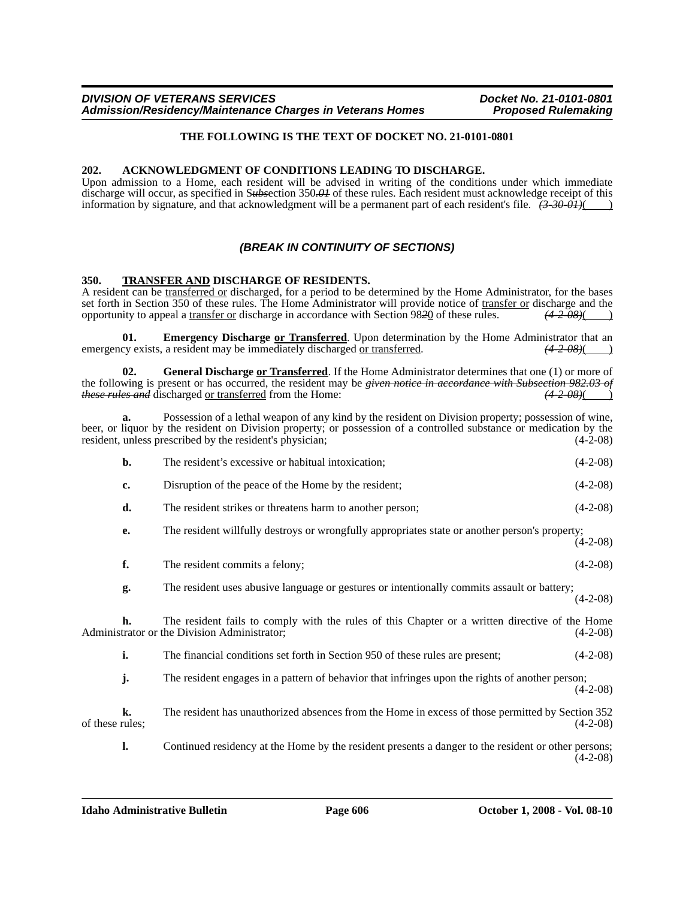THE FOLLOWING IS THE TEXT OF DOCKET NO. 21-0101-0801

**202. ACKNOWLEDGMENT OF CONDITIONS LEADING TO DISCHARGE.**

Upon admission to a Home, each resident will be advised in writing of the conditions under which immediate discharge will occur, as specified in S~~*ubs*~~ection 350~~*.01*~~ of these rules. Each resident must acknowledge receipt of this information by signature, and that acknowledgment will be a permanent part of each resident's file. ~~*(3-30-01)*~~( )

***(BREAK IN CONTINUITY OF SECTIONS)***

**350. TRANSFER AND DISCHARGE OF RESIDENTS.**

A resident can be transferred or discharged, for a period to be determined by the Home Administrator, for the bases set forth in Section 350 of these rules. The Home Administrator will provide notice of transfer or discharge and the opportunity to appeal a transfer or discharge in accordance with Section 98~~*2*~~0 of these rules. ~~*(4-2-08)*~~( )

**01. Emergency Discharge or Transferred**. Upon determination by the Home Administrator that an emergency exists, a resident may be immediately discharged or transferred. ~~*(4-2-08)*~~( )

**02. General Discharge or Transferred**. If the Home Administrator determines that one (1) or more of the following is present or has occurred, the resident may be ~~*given notice in accordance with Subsection 982.03 of these rules and*~~ discharged or transferred from the Home: ~~*(4-2-08)*~~( )

**a.** Possession of a lethal weapon of any kind by the resident on Division property; possession of wine, beer, or liquor by the resident on Division property; or possession of a controlled substance or medication by the resident, unless prescribed by the resident's physician; (4-2-08)

**b.** The resident's excessive or habitual intoxication; (4-2-08)

**c.** Disruption of the peace of the Home by the resident; (4-2-08)

**d.** The resident strikes or threatens harm to another person; (4-2-08)

**e.** The resident willfully destroys or wrongfully appropriates state or another person's property; (4-2-08)

**f.** The resident commits a felony; (4-2-08)

**g.** The resident uses abusive language or gestures or intentionally commits assault or battery; (4-2-08)

**h.** The resident fails to comply with the rules of this Chapter or a written directive of the Home Administrator or the Division Administrator; (4-2-08)

**i.** The financial conditions set forth in Section 950 of these rules are present; (4-2-08)

**j.** The resident engages in a pattern of behavior that infringes upon the rights of another person; (4-2-08)

**k.** The resident has unauthorized absences from the Home in excess of those permitted by Section 352 of these rules; (4-2-08)

**l.** Continued residency at the Home by the resident presents a danger to the resident or other persons; (4-2-08)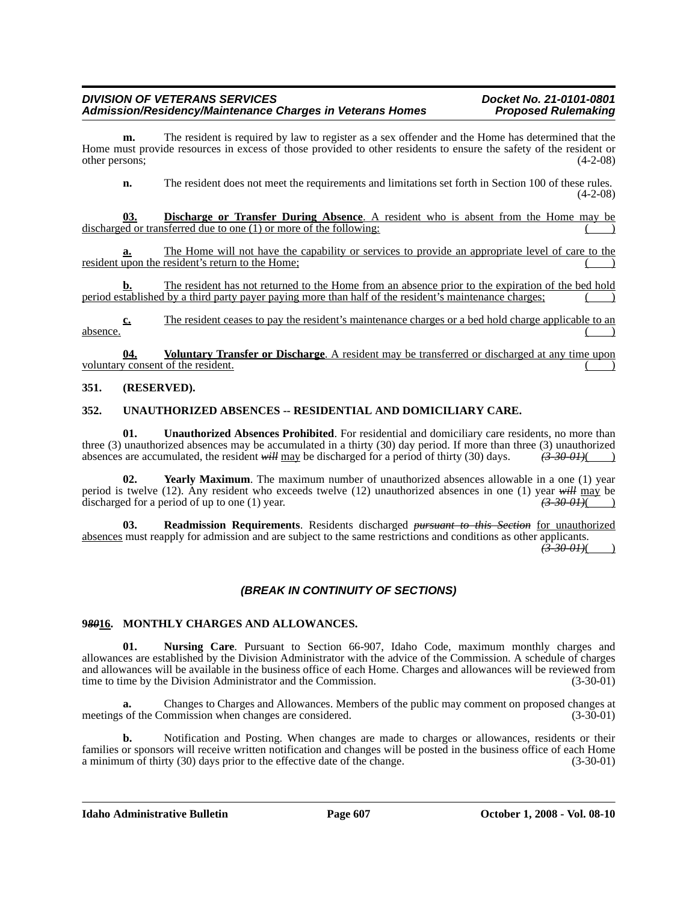**m.** The resident is required by law to register as a sex offender and the Home has determined that the Home must provide resources in excess of those provided to other residents to ensure the safety of the resident or other persons; (4-2-08)

**n.** The resident does not meet the requirements and limitations set forth in Section 100 of these rules. (4-2-08)

<u>**03.** **Discharge or Transfer During Absence**. A resident who is absent from the Home may be discharged or transferred due to one (1) or more of the following:</u> ( )

<u>**a.** The Home will not have the capability or services to provide an appropriate level of care to the resident upon the resident's return to the Home;</u> ( )

<u>**b.** The resident has not returned to the Home from an absence prior to the expiration of the bed hold period established by a third party payer paying more than half of the resident's maintenance charges;</u> ( )

<u>**c.** The resident ceases to pay the resident's maintenance charges or a bed hold charge applicable to an absence.</u> ( )

<u>**04.** **Voluntary Transfer or Discharge**. A resident may be transferred or discharged at any time upon voluntary consent of the resident.</u> ( )

**351. (RESERVED).**

**352. UNAUTHORIZED ABSENCES -- RESIDENTIAL AND DOMICILIARY CARE.**

**01.** **Unauthorized Absences Prohibited**. For residential and domiciliary care residents, no more than three (3) unauthorized absences may be accumulated in a thirty (30) day period. If more than three (3) unauthorized absences are accumulated, the resident ~~*will*~~ <u>may</u> be discharged for a period of thirty (30) days. ~~*(3-30-01)*~~( )

**02.** **Yearly Maximum**. The maximum number of unauthorized absences allowable in a one (1) year period is twelve (12). Any resident who exceeds twelve (12) unauthorized absences in one (1) year ~~*will*~~ <u>may</u> be discharged for a period of up to one (1) year. ~~*(3-30-01)*~~( )

**03.** **Readmission Requirements**. Residents discharged ~~*pursuant to this Section*~~ <u>for unauthorized absences</u> must reapply for admission and are subject to the same restrictions and conditions as other applicants. ~~*(3-30-01)*~~( )

***(BREAK IN CONTINUITY OF SECTIONS)***

**9~~*80*~~<u>16</u>. MONTHLY CHARGES AND ALLOWANCES.**

**01.** **Nursing Care**. Pursuant to Section 66-907, Idaho Code, maximum monthly charges and allowances are established by the Division Administrator with the advice of the Commission. A schedule of charges and allowances will be available in the business office of each Home. Charges and allowances will be reviewed from time to time by the Division Administrator and the Commission. (3-30-01)

**a.** Changes to Charges and Allowances. Members of the public may comment on proposed changes at meetings of the Commission when changes are considered. (3-30-01)

**b.** Notification and Posting. When changes are made to charges or allowances, residents or their families or sponsors will receive written notification and changes will be posted in the business office of each Home a minimum of thirty (30) days prior to the effective date of the change. (3-30-01)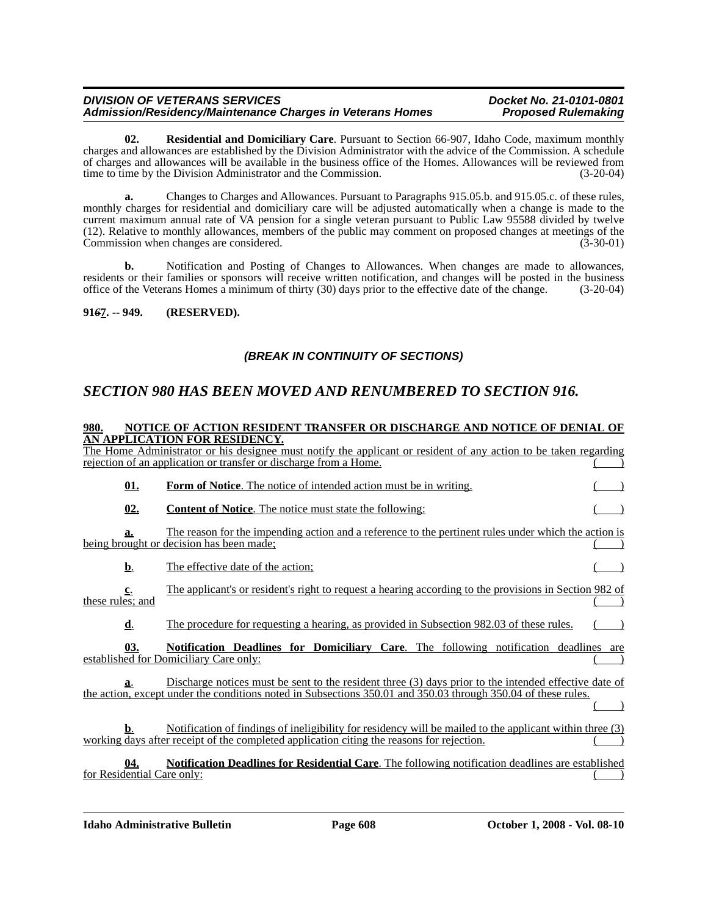**02. Residential and Domiciliary Care**. Pursuant to Section 66-907, Idaho Code, maximum monthly charges and allowances are established by the Division Administrator with the advice of the Commission. A schedule of charges and allowances will be available in the business office of the Homes. Allowances will be reviewed from time to time by the Division Administrator and the Commission. (3-20-04)

**a.** Changes to Charges and Allowances. Pursuant to Paragraphs 915.05.b. and 915.05.c. of these rules, monthly charges for residential and domiciliary care will be adjusted automatically when a change is made to the current maximum annual rate of VA pension for a single veteran pursuant to Public Law 95588 divided by twelve (12). Relative to monthly allowances, members of the public may comment on proposed changes at meetings of the Commission when changes are considered. (3-30-01)

**b.** Notification and Posting of Changes to Allowances. When changes are made to allowances, residents or their families or sponsors will receive written notification, and changes will be posted in the business office of the Veterans Homes a minimum of thirty (30) days prior to the effective date of the change. (3-20-04)

**91~~6~~7. -- 949. (RESERVED).**

***(BREAK IN CONTINUITY OF SECTIONS)***

## *SECTION 980 HAS BEEN MOVED AND RENUMBERED TO SECTION 916.*

**980. NOTICE OF ACTION RESIDENT TRANSFER OR DISCHARGE AND NOTICE OF DENIAL OF AN APPLICATION FOR RESIDENCY.**

The Home Administrator or his designee must notify the applicant or resident of any action to be taken regarding rejection of an application or transfer or discharge from a Home. ( )

**01. Form of Notice**. The notice of intended action must be in writing. ( )

**02. Content of Notice**. The notice must state the following: ( )

**a.** The reason for the impending action and a reference to the pertinent rules under which the action is being brought or decision has been made; ( )

**b**. The effective date of the action; ( )

**c**. The applicant's or resident's right to request a hearing according to the provisions in Section 982 of these rules; and ( )

**d**. The procedure for requesting a hearing, as provided in Subsection 982.03 of these rules. ( )

**03. Notification Deadlines for Domiciliary Care**. The following notification deadlines are established for Domiciliary Care only: ( )

**a**. Discharge notices must be sent to the resident three (3) days prior to the intended effective date of the action, except under the conditions noted in Subsections 350.01 and 350.03 through 350.04 of these rules. ( )

**b**. Notification of findings of ineligibility for residency will be mailed to the applicant within three (3) working days after receipt of the completed application citing the reasons for rejection. ( )

**04. Notification Deadlines for Residential Care**. The following notification deadlines are established for Residential Care only: ( )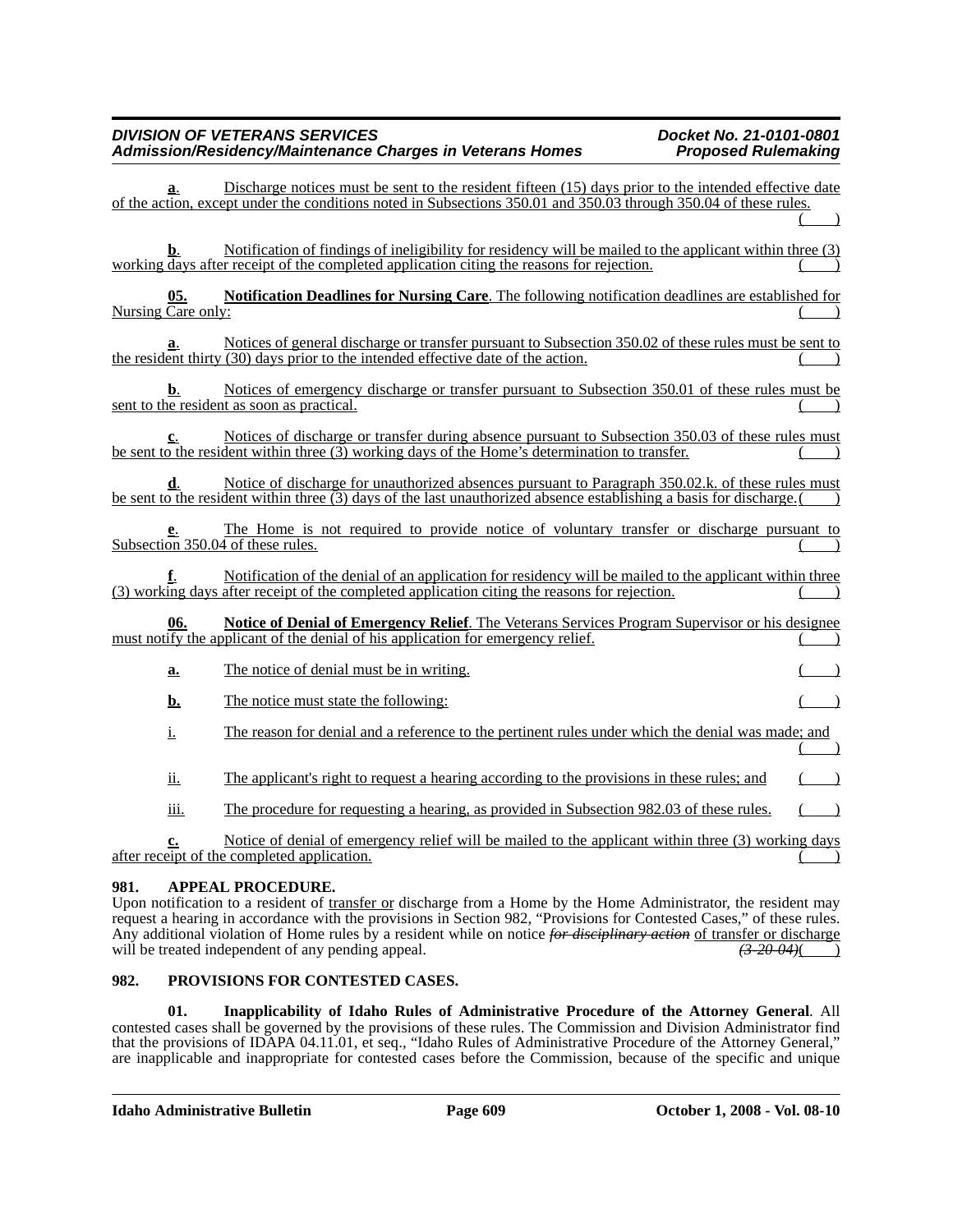**a**. Discharge notices must be sent to the resident fifteen (15) days prior to the intended effective date of the action, except under the conditions noted in Subsections 350.01 and 350.03 through 350.04 of these rules. ( )

**b**. Notification of findings of ineligibility for residency will be mailed to the applicant within three (3) working days after receipt of the completed application citing the reasons for rejection. ( )

**05. Notification Deadlines for Nursing Care**. The following notification deadlines are established for Nursing Care only: ( )

**a**. Notices of general discharge or transfer pursuant to Subsection 350.02 of these rules must be sent to the resident thirty (30) days prior to the intended effective date of the action. ( )

**b**. Notices of emergency discharge or transfer pursuant to Subsection 350.01 of these rules must be sent to the resident as soon as practical. ( )

**c**. Notices of discharge or transfer during absence pursuant to Subsection 350.03 of these rules must be sent to the resident within three (3) working days of the Home's determination to transfer. ( )

**d**. Notice of discharge for unauthorized absences pursuant to Paragraph 350.02.k. of these rules must be sent to the resident within three (3) days of the last unauthorized absence establishing a basis for discharge. ( )

**e**. The Home is not required to provide notice of voluntary transfer or discharge pursuant to Subsection 350.04 of these rules. ( )

**f**. Notification of the denial of an application for residency will be mailed to the applicant within three (3) working days after receipt of the completed application citing the reasons for rejection. ( )

**06. Notice of Denial of Emergency Relief**. The Veterans Services Program Supervisor or his designee must notify the applicant of the denial of his application for emergency relief. ( )

**a.** The notice of denial must be in writing. ( )

**b.** The notice must state the following: ( )

i. The reason for denial and a reference to the pertinent rules under which the denial was made; and ( )

ii. The applicant's right to request a hearing according to the provisions in these rules; and ( )

iii. The procedure for requesting a hearing, as provided in Subsection 982.03 of these rules. ( )

**c.** Notice of denial of emergency relief will be mailed to the applicant within three (3) working days after receipt of the completed application. ( )

## 981. APPEAL PROCEDURE.

Upon notification to a resident of transfer or discharge from a Home by the Home Administrator, the resident may request a hearing in accordance with the provisions in Section 982, "Provisions for Contested Cases," of these rules. Any additional violation of Home rules by a resident while on notice ~~*for disciplinary action*~~ of transfer or discharge will be treated independent of any pending appeal. ~~*(3-20-04)*~~( )

## 982. PROVISIONS FOR CONTESTED CASES.

**01. Inapplicability of Idaho Rules of Administrative Procedure of the Attorney General**. All contested cases shall be governed by the provisions of these rules. The Commission and Division Administrator find that the provisions of IDAPA 04.11.01, et seq., "Idaho Rules of Administrative Procedure of the Attorney General," are inapplicable and inappropriate for contested cases before the Commission, because of the specific and unique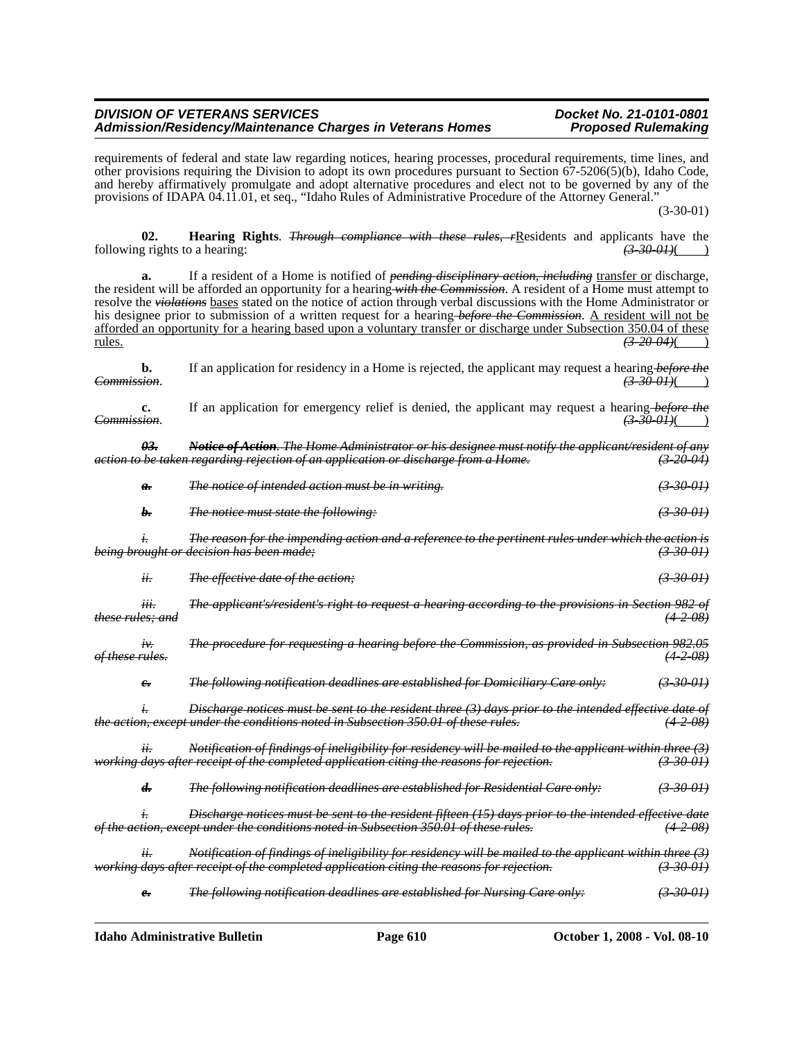requirements of federal and state law regarding notices, hearing processes, procedural requirements, time lines, and other provisions requiring the Division to adopt its own procedures pursuant to Section 67-5206(5)(b), Idaho Code, and hereby affirmatively promulgate and adopt alternative procedures and elect not to be governed by any of the provisions of IDAPA 04.11.01, et seq., "Idaho Rules of Administrative Procedure of the Attorney General." (3-30-01)

**02. Hearing Rights**. ~~*Through compliance with these rules, r*~~<u>R</u>esidents and applicants have the following rights to a hearing: ~~*(3-30-01)*~~(    )

**a.** If a resident of a Home is notified of ~~***pending disciplinary action, including***~~ <u>transfer or</u> discharge, the resident will be afforded an opportunity for a hearing~~*with the Commission*~~. A resident of a Home must attempt to resolve the ~~***violations***~~ <u>bases</u> stated on the notice of action through verbal discussions with the Home Administrator or his designee prior to submission of a written request for a hearing~~*before the Commission*~~. <u>A resident will not be afforded an opportunity for a hearing based upon a voluntary transfer or discharge under Subsection 350.04 of these rules.</u> ~~*(3-20-04)*~~(    )

**b.** If an application for residency in a Home is rejected, the applicant may request a hearing~~*before the Commission*~~. ~~*(3-30-01)*~~(    )

**c.** If an application for emergency relief is denied, the applicant may request a hearing~~*before the Commission*~~. ~~*(3-30-01)*~~(    )

~~***03.*** ***Notice of Action***. *The Home Administrator or his designee must notify the applicant/resident of any action to be taken regarding rejection of an application or discharge from a Home.* *(3-20-04)*~~

~~***a.*** *The notice of intended action must be in writing.* *(3-30-01)*~~

~~***b.*** *The notice must state the following:* *(3-30-01)*~~

~~*i. The reason for the impending action and a reference to the pertinent rules under which the action is being brought or decision has been made;* *(3-30-01)*~~

~~*ii. The effective date of the action;* *(3-30-01)*~~

~~*iii. The applicant's/resident's right to request a hearing according to the provisions in Section 982 of these rules; and* *(4-2-08)*~~

~~*iv. The procedure for requesting a hearing before the Commission, as provided in Subsection 982.05 of these rules.* *(4-2-08)*~~

~~***c.*** *The following notification deadlines are established for Domiciliary Care only:* *(3-30-01)*~~

~~*i. Discharge notices must be sent to the resident three (3) days prior to the intended effective date of the action, except under the conditions noted in Subsection 350.01 of these rules.* *(4-2-08)*~~

~~*ii. Notification of findings of ineligibility for residency will be mailed to the applicant within three (3) working days after receipt of the completed application citing the reasons for rejection.* *(3-30-01)*~~

~~***d.*** *The following notification deadlines are established for Residential Care only:* *(3-30-01)*~~

~~*i. Discharge notices must be sent to the resident fifteen (15) days prior to the intended effective date of the action, except under the conditions noted in Subsection 350.01 of these rules.* *(4-2-08)*~~

~~*ii. Notification of findings of ineligibility for residency will be mailed to the applicant within three (3) working days after receipt of the completed application citing the reasons for rejection.* *(3-30-01)*~~

~~***e.*** *The following notification deadlines are established for Nursing Care only:* *(3-30-01)*~~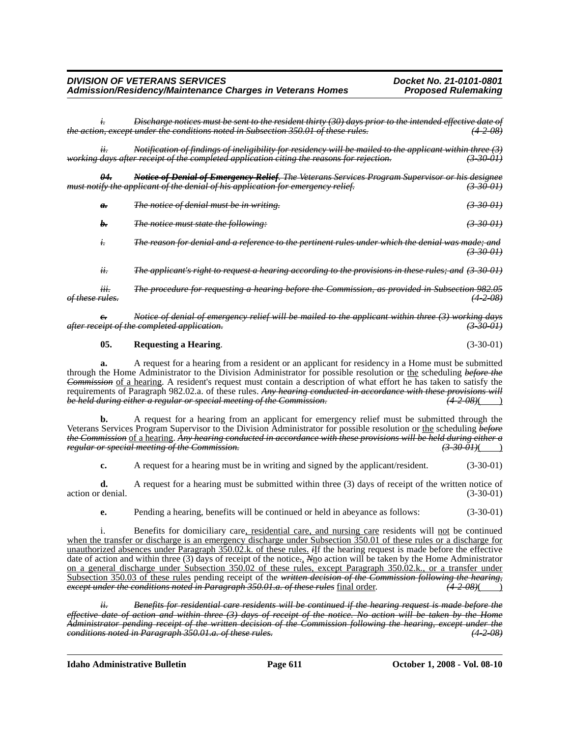*i. Discharge notices must be sent to the resident thirty (30) days prior to the intended effective date of the action, except under the conditions noted in Subsection 350.01 of these rules.* *(4-2-08)*

*ii. Notification of findings of ineligibility for residency will be mailed to the applicant within three (3) working days after receipt of the completed application citing the reasons for rejection.* *(3-30-01)*

***04. Notice of Denial of Emergency Relief**. The Veterans Services Program Supervisor or his designee must notify the applicant of the denial of his application for emergency relief.* *(3-30-01)*

***a.** The notice of denial must be in writing.* *(3-30-01)*

***b.** The notice must state the following:* *(3-30-01)*

*i. The reason for denial and a reference to the pertinent rules under which the denial was made; and* *(3-30-01)*

*ii. The applicant's right to request a hearing according to the provisions in these rules; and* *(3-30-01)*

*iii. The procedure for requesting a hearing before the Commission, as provided in Subsection 982.05 of these rules.* *(4-2-08)*

***c.** Notice of denial of emergency relief will be mailed to the applicant within three (3) working days after receipt of the completed application.* *(3-30-01)*

**05. Requesting a Hearing**. (3-30-01)

**a.** A request for a hearing from a resident or an applicant for residency in a Home must be submitted through the Home Administrator to the Division Administrator for possible resolution or the scheduling *before the Commission* of a hearing. A resident's request must contain a description of what effort he has taken to satisfy the requirements of Paragraph 982.02.a. of these rules. *Any hearing conducted in accordance with these provisions will be held during either a regular or special meeting of the Commission.* *(4-2-08)*( )

**b.** A request for a hearing from an applicant for emergency relief must be submitted through the Veterans Services Program Supervisor to the Division Administrator for possible resolution or the scheduling *before the Commission* of a hearing. *Any hearing conducted in accordance with these provisions will be held during either a regular or special meeting of the Commission.* *(3-30-01)*( )

**c.** A request for a hearing must be in writing and signed by the applicant/resident. (3-30-01)

**d.** A request for a hearing must be submitted within three (3) days of receipt of the written notice of action or denial. (3-30-01)

**e.** Pending a hearing, benefits will be continued or held in abeyance as follows: (3-30-01)

i. Benefits for domiciliary care, residential care, and nursing care residents will not be continued when the transfer or discharge is an emergency discharge under Subsection 350.01 of these rules or a discharge for unauthorized absences under Paragraph 350.02.k. of these rules. *i*If the hearing request is made before the effective date of action and within three (3) days of receipt of the notice*.*, *N*no action will be taken by the Home Administrator on a general discharge under Subsection 350.02 of these rules, except Paragraph 350.02.k., or a transfer under Subsection 350.03 of these rules pending receipt of the *written decision of the Commission following the hearing, except under the conditions noted in Paragraph 350.01.a. of these rules* final order. *(4-2-08)*( )

*ii. Benefits for residential care residents will be continued if the hearing request is made before the effective date of action and within three (3) days of receipt of the notice. No action will be taken by the Home Administrator pending receipt of the written decision of the Commission following the hearing, except under the conditions noted in Paragraph 350.01.a. of these rules.* *(4-2-08)*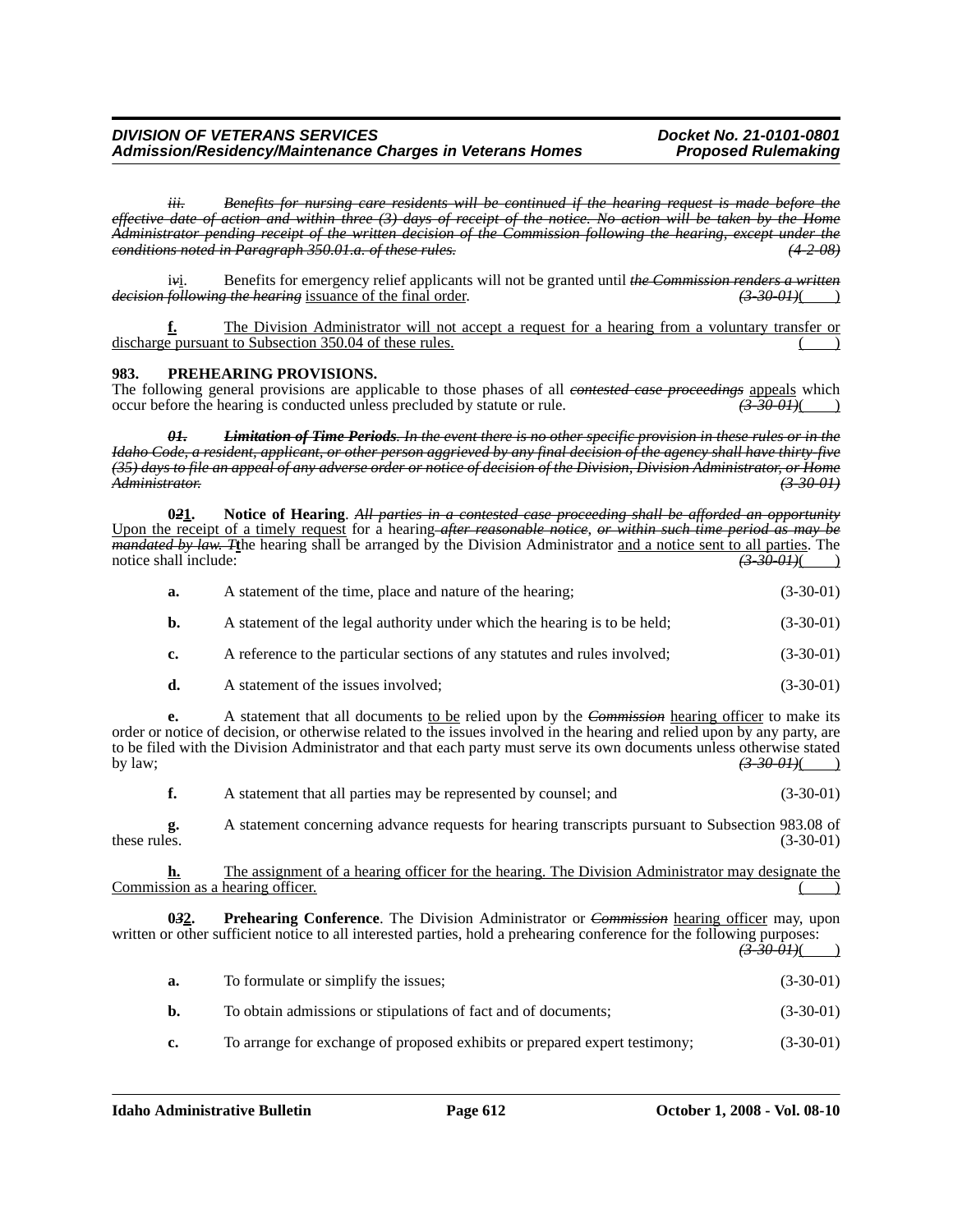*iii. Benefits for nursing care residents will be continued if the hearing request is made before the effective date of action and within three (3) days of receipt of the notice. No action will be taken by the Home Administrator pending receipt of the written decision of the Commission following the hearing, except under the conditions noted in Paragraph 350.01.a. of these rules. (4-2-08)*

i*v*i. Benefits for emergency relief applicants will not be granted until *the Commission renders a written decision following the hearing* issuance of the final order. *(3-30-01)*( )

**f.** The Division Administrator will not accept a request for a hearing from a voluntary transfer or discharge pursuant to Subsection 350.04 of these rules. ( )

### 983. PREHEARING PROVISIONS.

The following general provisions are applicable to those phases of all *contested case proceedings* appeals which occur before the hearing is conducted unless precluded by statute or rule. *(3-30-01)*( )

***01. Limitation of Time Periods**. In the event there is no other specific provision in these rules or in the Idaho Code, a resident, applicant, or other person aggrieved by any final decision of the agency shall have thirty-five (35) days to file an appeal of any adverse order or notice of decision of the Division, Division Administrator, or Home Administrator. (3-30-01)*

**0*2*1. Notice of Hearing**. *All parties in a contested case proceeding shall be afforded an opportunity* Upon the receipt of a timely request for a hearing *after reasonable notice, or within such time period as may be mandated by law. T*the hearing shall be arranged by the Division Administrator and a notice sent to all parties. The notice shall include: *(3-30-01)*( )

**a.** A statement of the time, place and nature of the hearing; (3-30-01)

**b.** A statement of the legal authority under which the hearing is to be held; (3-30-01)

**c.** A reference to the particular sections of any statutes and rules involved; (3-30-01)

**d.** A statement of the issues involved; (3-30-01)

**e.** A statement that all documents to be relied upon by the *Commission* hearing officer to make its order or notice of decision, or otherwise related to the issues involved in the hearing and relied upon by any party, are to be filed with the Division Administrator and that each party must serve its own documents unless otherwise stated by law; *(3-30-01)*( )

**f.** A statement that all parties may be represented by counsel; and (3-30-01)

**g.** A statement concerning advance requests for hearing transcripts pursuant to Subsection 983.08 of these rules. (3-30-01)

**h.** The assignment of a hearing officer for the hearing. The Division Administrator may designate the Commission as a hearing officer. ( )

**0*3*2. Prehearing Conference**. The Division Administrator or *Commission* hearing officer may, upon written or other sufficient notice to all interested parties, hold a prehearing conference for the following purposes: *(3-30-01)*( )

**a.** To formulate or simplify the issues; (3-30-01)

**b.** To obtain admissions or stipulations of fact and of documents; (3-30-01)

**c.** To arrange for exchange of proposed exhibits or prepared expert testimony; (3-30-01)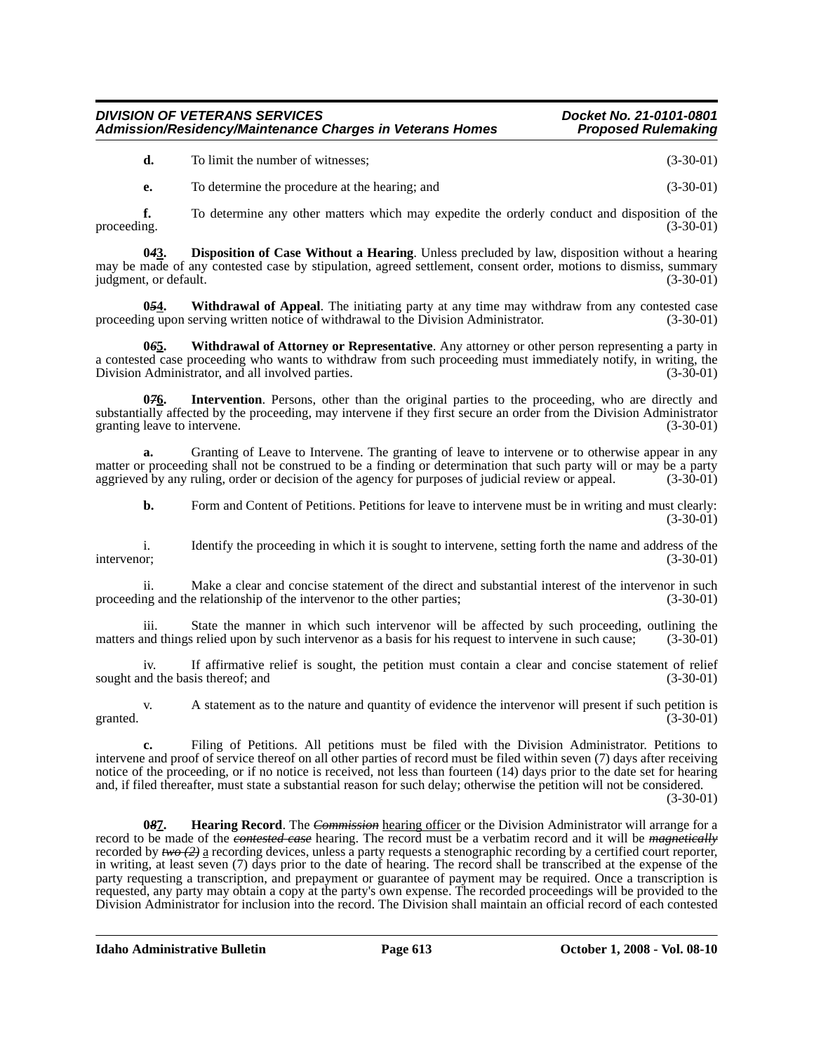**d.** To limit the number of witnesses; (3-30-01)

**e.** To determine the procedure at the hearing; and (3-30-01)

**f.** To determine any other matters which may expedite the orderly conduct and disposition of the proceeding. (3-30-01)

**0~~4~~3. Disposition of Case Without a Hearing**. Unless precluded by law, disposition without a hearing may be made of any contested case by stipulation, agreed settlement, consent order, motions to dismiss, summary judgment, or default. (3-30-01)

**0~~5~~4. Withdrawal of Appeal**. The initiating party at any time may withdraw from any contested case proceeding upon serving written notice of withdrawal to the Division Administrator. (3-30-01)

**0~~6~~5. Withdrawal of Attorney or Representative**. Any attorney or other person representing a party in a contested case proceeding who wants to withdraw from such proceeding must immediately notify, in writing, the Division Administrator, and all involved parties. (3-30-01)

**0~~7~~6. Intervention**. Persons, other than the original parties to the proceeding, who are directly and substantially affected by the proceeding, may intervene if they first secure an order from the Division Administrator granting leave to intervene. (3-30-01)

**a.** Granting of Leave to Intervene. The granting of leave to intervene or to otherwise appear in any matter or proceeding shall not be construed to be a finding or determination that such party will or may be a party aggrieved by any ruling, order or decision of the agency for purposes of judicial review or appeal. (3-30-01)

**b.** Form and Content of Petitions. Petitions for leave to intervene must be in writing and must clearly: (3-30-01)

i. Identify the proceeding in which it is sought to intervene, setting forth the name and address of the intervenor; (3-30-01)

ii. Make a clear and concise statement of the direct and substantial interest of the intervenor in such proceeding and the relationship of the intervenor to the other parties; (3-30-01)

iii. State the manner in which such intervenor will be affected by such proceeding, outlining the matters and things relied upon by such intervenor as a basis for his request to intervene in such cause; (3-30-01)

iv. If affirmative relief is sought, the petition must contain a clear and concise statement of relief sought and the basis thereof; and (3-30-01)

v. A statement as to the nature and quantity of evidence the intervenor will present if such petition is granted. (3-30-01)

**c.** Filing of Petitions. All petitions must be filed with the Division Administrator. Petitions to intervene and proof of service thereof on all other parties of record must be filed within seven (7) days after receiving notice of the proceeding, or if no notice is received, not less than fourteen (14) days prior to the date set for hearing and, if filed thereafter, must state a substantial reason for such delay; otherwise the petition will not be considered. (3-30-01)

**0~~8~~7. Hearing Record**. The ~~*Commission*~~ hearing officer or the Division Administrator will arrange for a record to be made of the ~~*contested case*~~ hearing. The record must be a verbatim record and it will be ~~*magnetically*~~ recorded by ~~*two (2)*~~ a recording devices, unless a party requests a stenographic recording by a certified court reporter, in writing, at least seven (7) days prior to the date of hearing. The record shall be transcribed at the expense of the party requesting a transcription, and prepayment or guarantee of payment may be required. Once a transcription is requested, any party may obtain a copy at the party's own expense. The recorded proceedings will be provided to the Division Administrator for inclusion into the record. The Division shall maintain an official record of each contested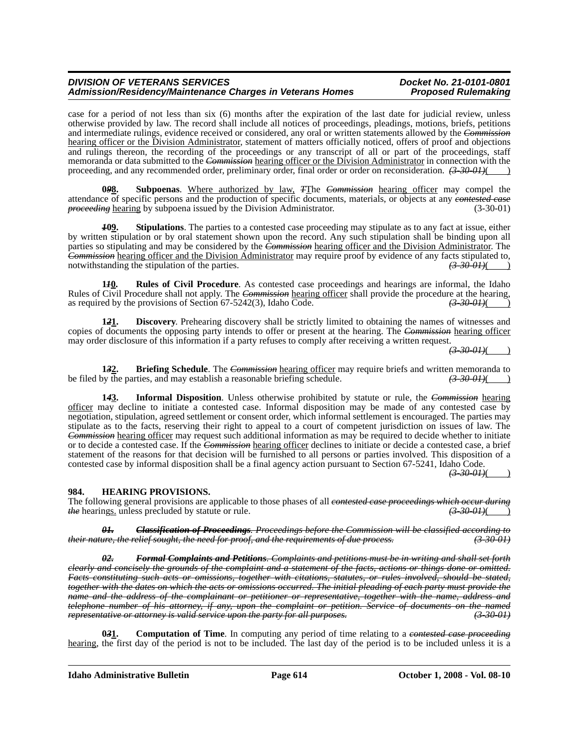case for a period of not less than six (6) months after the expiration of the last date for judicial review, unless otherwise provided by law. The record shall include all notices of proceedings, pleadings, motions, briefs, petitions and intermediate rulings, evidence received or considered, any oral or written statements allowed by the ~~*Commission*~~ hearing officer or the Division Administrator, statement of matters officially noticed, offers of proof and objections and rulings thereon, the recording of the proceedings or any transcript of all or part of the proceedings, staff memoranda or data submitted to the ~~*Commission*~~ hearing officer or the Division Administrator in connection with the proceeding, and any recommended order, preliminary order, final order or order on reconsideration. ~~*(3-30-01)*~~(    )

**0~~*9*~~8. Subpoenas**. Where authorized by law, ~~*T*~~The ~~*Commission*~~ hearing officer may compel the attendance of specific persons and the production of specific documents, materials, or objects at any ~~*contested case proceeding*~~ hearing by subpoena issued by the Division Administrator. (3-30-01)

**~~*1*~~09. Stipulations**. The parties to a contested case proceeding may stipulate as to any fact at issue, either by written stipulation or by oral statement shown upon the record. Any such stipulation shall be binding upon all parties so stipulating and may be considered by the ~~*Commission*~~ hearing officer and the Division Administrator. The ~~*Commission*~~ hearing officer and the Division Administrator may require proof by evidence of any facts stipulated to, notwithstanding the stipulation of the parties. ~~*(3-30-01)*~~(    )

**1~~*1*~~0. Rules of Civil Procedure**. As contested case proceedings and hearings are informal, the Idaho Rules of Civil Procedure shall not apply. The ~~*Commission*~~ hearing officer shall provide the procedure at the hearing, as required by the provisions of Section 67-5242(3), Idaho Code. ~~*(3-30-01)*~~(    )

**1~~*2*~~1. Discovery**. Prehearing discovery shall be strictly limited to obtaining the names of witnesses and copies of documents the opposing party intends to offer or present at the hearing. The ~~*Commission*~~ hearing officer may order disclosure of this information if a party refuses to comply after receiving a written request. ~~*(3-30-01)*~~(    )

**1~~*3*~~2. Briefing Schedule**. The ~~*Commission*~~ hearing officer may require briefs and written memoranda to be filed by the parties, and may establish a reasonable briefing schedule. ~~*(3-30-01)*~~(    )

**1~~*4*~~3. Informal Disposition**. Unless otherwise prohibited by statute or rule, the ~~*Commission*~~ hearing officer may decline to initiate a contested case. Informal disposition may be made of any contested case by negotiation, stipulation, agreed settlement or consent order, which informal settlement is encouraged. The parties may stipulate as to the facts, reserving their right to appeal to a court of competent jurisdiction on issues of law. The ~~*Commission*~~ hearing officer may request such additional information as may be required to decide whether to initiate or to decide a contested case. If the ~~*Commission*~~ hearing officer declines to initiate or decide a contested case, a brief statement of the reasons for that decision will be furnished to all persons or parties involved. This disposition of a contested case by informal disposition shall be a final agency action pursuant to Section 67-5241, Idaho Code. ~~*(3-30-01)*~~(    )

## 984. HEARING PROVISIONS.

The following general provisions are applicable to those phases of all ~~*contested case proceedings which occur during the*~~ hearings. unless precluded by statute or rule. ~~*(3-30-01)*~~(    )

~~***01. Classification of Proceedings**. Proceedings before the Commission will be classified according to their nature, the relief sought, the need for proof, and the requirements of due process. (3-30-01)*~~

~~***02. Formal Complaints and Petitions**. Complaints and petitions must be in writing and shall set forth clearly and concisely the grounds of the complaint and a statement of the facts, actions or things done or omitted. Facts constituting such acts or omissions, together with citations, statutes, or rules involved, should be stated, together with the dates on which the acts or omissions occurred. The initial pleading of each party must provide the name and the address of the complainant or petitioner or representative, together with the name, address and telephone number of his attorney, if any, upon the complaint or petition. Service of documents on the named representative or attorney is valid service upon the party for all purposes. (3-30-01)*~~

**0~~*3*~~1. Computation of Time**. In computing any period of time relating to a ~~*contested case proceeding*~~ hearing, the first day of the period is not to be included. The last day of the period is to be included unless it is a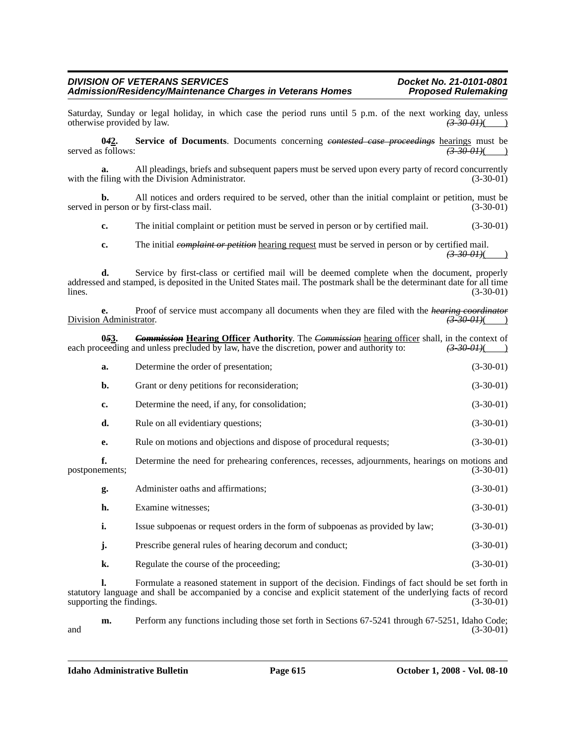Saturday, Sunday or legal holiday, in which case the period runs until 5 p.m. of the next working day, unless otherwise provided by law. ~~*(3-30-01)*~~( )

**0~~*4*~~<u>2</u>. Service of Documents**. Documents concerning ~~*contested case proceedings*~~ <u>hearings</u> must be served as follows: ~~*(3-30-01)*~~( )

**a.** All pleadings, briefs and subsequent papers must be served upon every party of record concurrently with the filing with the Division Administrator. (3-30-01)

**b.** All notices and orders required to be served, other than the initial complaint or petition, must be served in person or by first-class mail. (3-30-01)

**c.** The initial complaint or petition must be served in person or by certified mail. (3-30-01)

**c.** The initial ~~*complaint or petition*~~ <u>hearing request</u> must be served in person or by certified mail. ~~*(3-30-01)*~~( )

**d.** Service by first-class or certified mail will be deemed complete when the document, properly addressed and stamped, is deposited in the United States mail. The postmark shall be the determinant date for all time lines. (3-30-01)

**e.** Proof of service must accompany all documents when they are filed with the ~~*hearing coordinator*~~ <u>Division Administrator</u>. ~~*(3-30-01)*~~( )

**0~~*5*~~<u>3</u>. ~~*Commission*~~ <u>Hearing Officer</u> Authority**. The ~~*Commission*~~ <u>hearing officer</u> shall, in the context of each proceeding and unless precluded by law, have the discretion, power and authority to: ~~*(3-30-01)*~~( )

**a.** Determine the order of presentation; (3-30-01)

**b.** Grant or deny petitions for reconsideration; (3-30-01)

**c.** Determine the need, if any, for consolidation; (3-30-01)

**d.** Rule on all evidentiary questions; (3-30-01)

**e.** Rule on motions and objections and dispose of procedural requests; (3-30-01)

**f.** Determine the need for prehearing conferences, recesses, adjournments, hearings on motions and postponements; (3-30-01)

**g.** Administer oaths and affirmations; (3-30-01)

**h.** Examine witnesses; (3-30-01)

**i.** Issue subpoenas or request orders in the form of subpoenas as provided by law; (3-30-01)

**j.** Prescribe general rules of hearing decorum and conduct; (3-30-01)

**k.** Regulate the course of the proceeding; (3-30-01)

**l.** Formulate a reasoned statement in support of the decision. Findings of fact should be set forth in statutory language and shall be accompanied by a concise and explicit statement of the underlying facts of record supporting the findings. (3-30-01)

**m.** Perform any functions including those set forth in Sections 67-5241 through 67-5251, Idaho Code; and (3-30-01)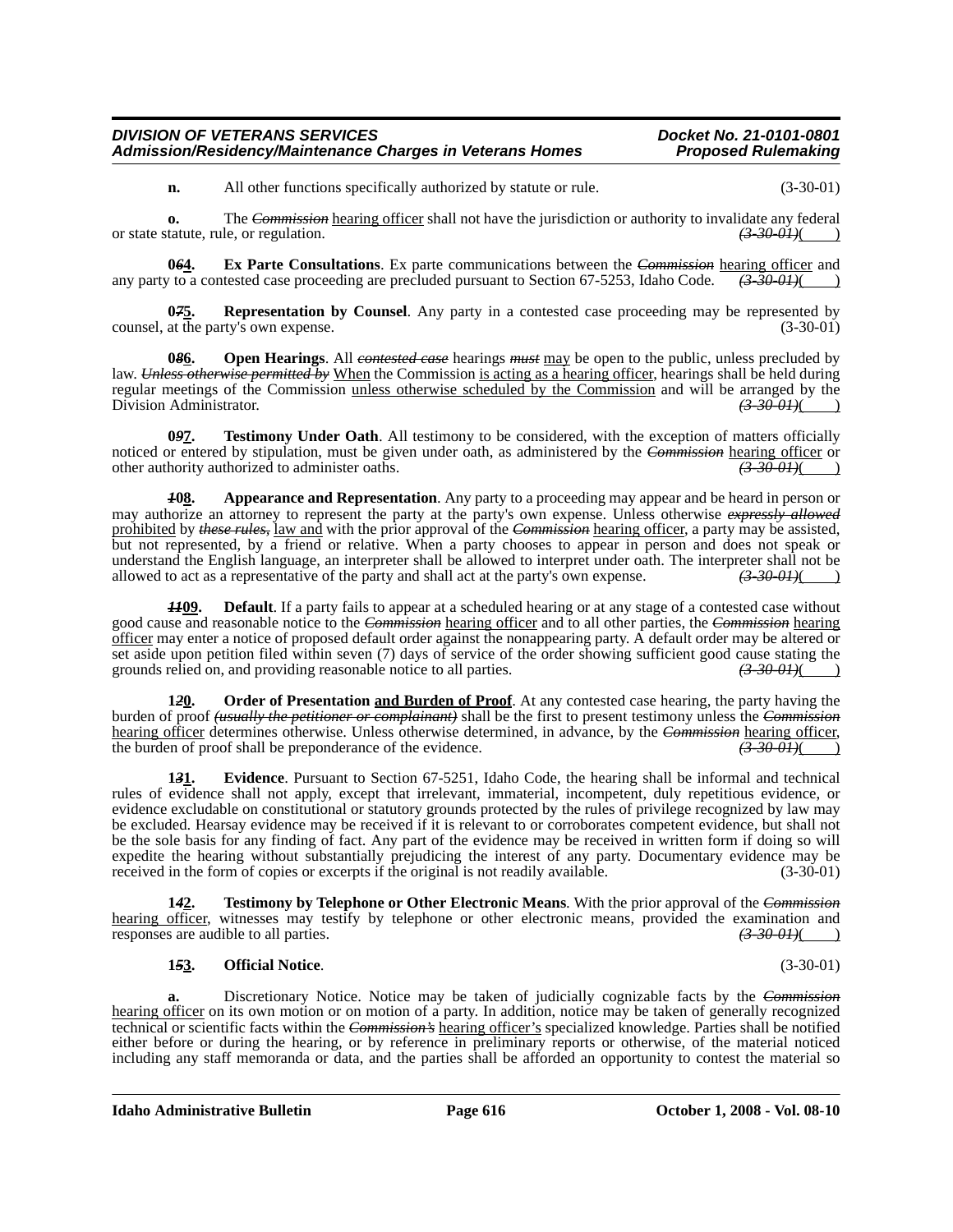**n.** All other functions specifically authorized by statute or rule. (3-30-01)

**o.** The ~~*Commission*~~ hearing officer shall not have the jurisdiction or authority to invalidate any federal or state statute, rule, or regulation. ~~*(3-30-01)*~~( )

**0~~*6*~~4. Ex Parte Consultations**. Ex parte communications between the ~~*Commission*~~ hearing officer and any party to a contested case proceeding are precluded pursuant to Section 67-5253, Idaho Code. ~~*(3-30-01)*~~( )

**0~~*7*~~5. Representation by Counsel**. Any party in a contested case proceeding may be represented by counsel, at the party's own expense. (3-30-01)

**0~~*8*~~6. Open Hearings**. All ~~*contested case*~~ hearings ~~*must*~~ may be open to the public, unless precluded by law. ~~*Unless otherwise permitted by*~~ When the Commission is acting as a hearing officer, hearings shall be held during regular meetings of the Commission unless otherwise scheduled by the Commission and will be arranged by the Division Administrator. ~~*(3-30-01)*~~( )

**0~~*9*~~7. Testimony Under Oath**. All testimony to be considered, with the exception of matters officially noticed or entered by stipulation, must be given under oath, as administered by the ~~*Commission*~~ hearing officer or other authority authorized to administer oaths. ~~*(3-30-01)*~~( )

**~~*1*~~08. Appearance and Representation**. Any party to a proceeding may appear and be heard in person or may authorize an attorney to represent the party at the party's own expense. Unless otherwise ~~*expressly allowed*~~ prohibited by ~~*these rules,*~~ law and with the prior approval of the ~~*Commission*~~ hearing officer, a party may be assisted, but not represented, by a friend or relative. When a party chooses to appear in person and does not speak or understand the English language, an interpreter shall be allowed to interpret under oath. The interpreter shall not be allowed to act as a representative of the party and shall act at the party's own expense. ~~*(3-30-01)*~~( )

**~~*11*~~09. Default**. If a party fails to appear at a scheduled hearing or at any stage of a contested case without good cause and reasonable notice to the ~~*Commission*~~ hearing officer and to all other parties, the ~~*Commission*~~ hearing officer may enter a notice of proposed default order against the nonappearing party. A default order may be altered or set aside upon petition filed within seven (7) days of service of the order showing sufficient good cause stating the grounds relied on, and providing reasonable notice to all parties. ~~*(3-30-01)*~~( )

**1~~*2*~~0. Order of Presentation and Burden of Proof**. At any contested case hearing, the party having the burden of proof ~~*(usually the petitioner or complainant)*~~ shall be the first to present testimony unless the ~~*Commission*~~ hearing officer determines otherwise. Unless otherwise determined, in advance, by the ~~*Commission*~~ hearing officer, the burden of proof shall be preponderance of the evidence. ~~*(3-30-01)*~~( )

**1~~*3*~~1. Evidence**. Pursuant to Section 67-5251, Idaho Code, the hearing shall be informal and technical rules of evidence shall not apply, except that irrelevant, immaterial, incompetent, duly repetitious evidence, or evidence excludable on constitutional or statutory grounds protected by the rules of privilege recognized by law may be excluded. Hearsay evidence may be received if it is relevant to or corroborates competent evidence, but shall not be the sole basis for any finding of fact. Any part of the evidence may be received in written form if doing so will expedite the hearing without substantially prejudicing the interest of any party. Documentary evidence may be received in the form of copies or excerpts if the original is not readily available. (3-30-01)

**1~~*4*~~2. Testimony by Telephone or Other Electronic Means**. With the prior approval of the ~~*Commission*~~ hearing officer, witnesses may testify by telephone or other electronic means, provided the examination and responses are audible to all parties. ~~*(3-30-01)*~~( )

**1~~*5*~~3. Official Notice**. (3-30-01)

**a.** Discretionary Notice. Notice may be taken of judicially cognizable facts by the ~~*Commission*~~ hearing officer on its own motion or on motion of a party. In addition, notice may be taken of generally recognized technical or scientific facts within the ~~*Commission's*~~ hearing officer's specialized knowledge. Parties shall be notified either before or during the hearing, or by reference in preliminary reports or otherwise, of the material noticed including any staff memoranda or data, and the parties shall be afforded an opportunity to contest the material so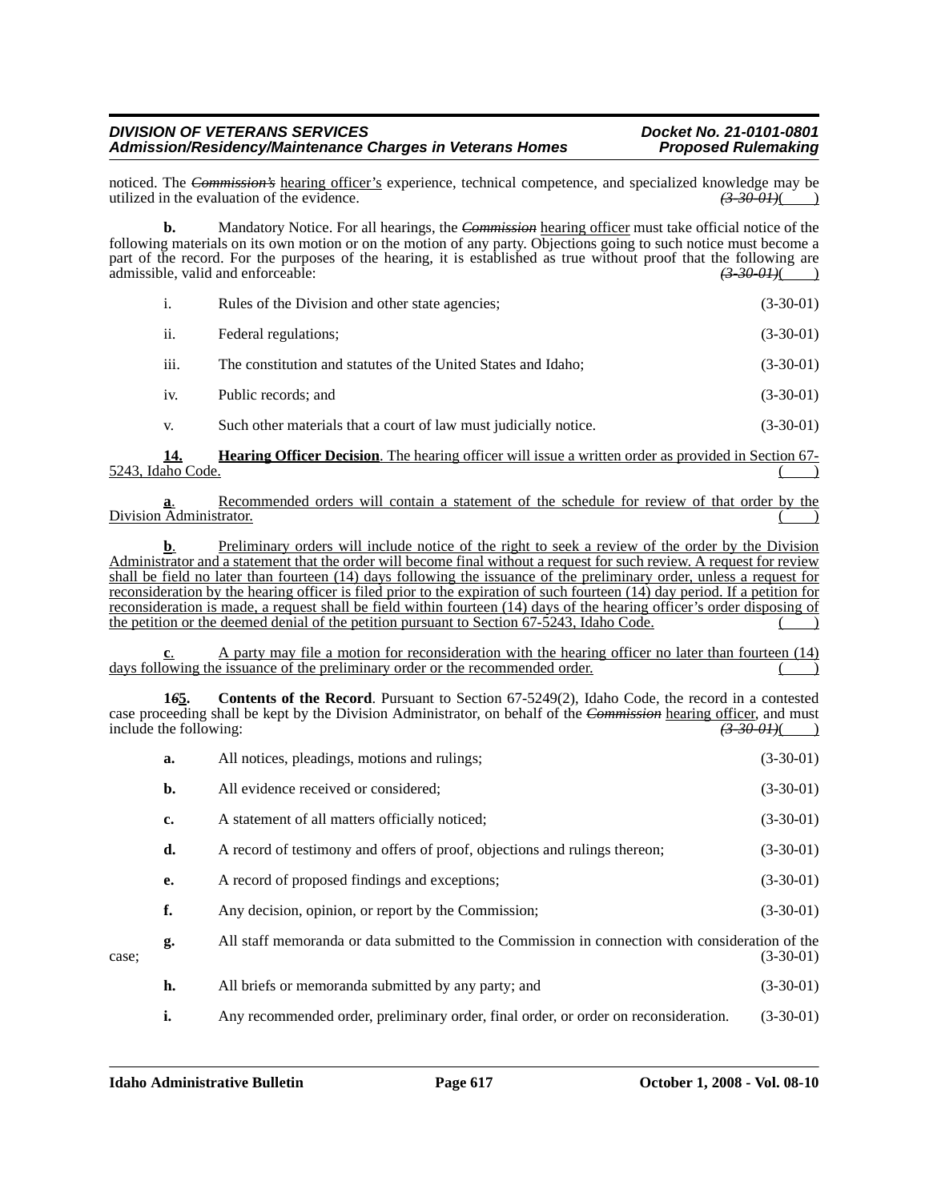noticed. The ~~*Commission's*~~ hearing officer's experience, technical competence, and specialized knowledge may be utilized in the evaluation of the evidence. ~~*(3-30-01)*~~( )

**b.** Mandatory Notice. For all hearings, the ~~*Commission*~~ hearing officer must take official notice of the following materials on its own motion or on the motion of any party. Objections going to such notice must become a part of the record. For the purposes of the hearing, it is established as true without proof that the following are admissible, valid and enforceable: ~~*(3-30-01)*~~( )

i. Rules of the Division and other state agencies; (3-30-01)

ii. Federal regulations; (3-30-01)

iii. The constitution and statutes of the United States and Idaho; (3-30-01)

iv. Public records; and (3-30-01)

v. Such other materials that a court of law must judicially notice. (3-30-01)

<u>**14.** **Hearing Officer Decision**. The hearing officer will issue a written order as provided in Section 67-5243, Idaho Code.</u> ( )

<u>**a**. Recommended orders will contain a statement of the schedule for review of that order by the Division Administrator.</u> ( )

<u>**b**. Preliminary orders will include notice of the right to seek a review of the order by the Division Administrator and a statement that the order will become final without a request for such review. A request for review shall be field no later than fourteen (14) days following the issuance of the preliminary order, unless a request for reconsideration by the hearing officer is filed prior to the expiration of such fourteen (14) day period. If a petition for reconsideration is made, a request shall be field within fourteen (14) days of the hearing officer's order disposing of the petition or the deemed denial of the petition pursuant to Section 67-5243, Idaho Code.</u> ( )

<u>**c**. A party may file a motion for reconsideration with the hearing officer no later than fourteen (14) days following the issuance of the preliminary order or the recommended order.</u> ( )

**1~~*6*~~<u>5</u>.** **Contents of the Record**. Pursuant to Section 67-5249(2), Idaho Code, the record in a contested case proceeding shall be kept by the Division Administrator, on behalf of the ~~*Commission*~~ <u>hearing officer</u>, and must include the following: ~~*(3-30-01)*~~( )

**a.** All notices, pleadings, motions and rulings; (3-30-01)

**b.** All evidence received or considered; (3-30-01)

**c.** A statement of all matters officially noticed; (3-30-01)

**d.** A record of testimony and offers of proof, objections and rulings thereon; (3-30-01)

**e.** A record of proposed findings and exceptions; (3-30-01)

**f.** Any decision, opinion, or report by the Commission; (3-30-01)

**g.** All staff memoranda or data submitted to the Commission in connection with consideration of the case; (3-30-01)

**h.** All briefs or memoranda submitted by any party; and (3-30-01)

**i.** Any recommended order, preliminary order, final order, or order on reconsideration. (3-30-01)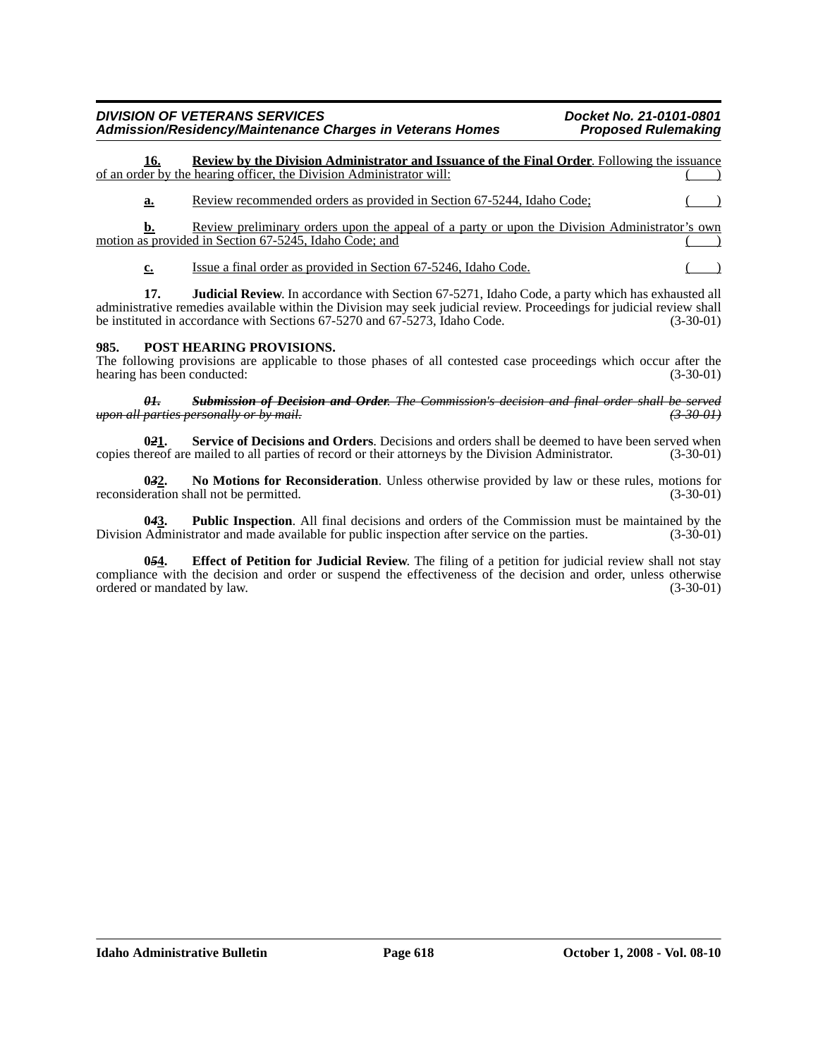**16. Review by the Division Administrator and Issuance of the Final Order**. Following the issuance of an order by the hearing officer, the Division Administrator will: ( )

**a.** Review recommended orders as provided in Section 67-5244, Idaho Code; ( )

**b.** Review preliminary orders upon the appeal of a party or upon the Division Administrator's own motion as provided in Section 67-5245, Idaho Code; and ( )

**c.** Issue a final order as provided in Section 67-5246, Idaho Code. ( )

**17. Judicial Review**. In accordance with Section 67-5271, Idaho Code, a party which has exhausted all administrative remedies available within the Division may seek judicial review. Proceedings for judicial review shall be instituted in accordance with Sections 67-5270 and 67-5273, Idaho Code. (3-30-01)

**985. POST HEARING PROVISIONS.**

The following provisions are applicable to those phases of all contested case proceedings which occur after the hearing has been conducted: (3-30-01)

~~*01. Submission of Decision and Order. The Commission's decision and final order shall be served upon all parties personally or by mail. (3-30-01)*~~

**0~~2~~1. Service of Decisions and Orders**. Decisions and orders shall be deemed to have been served when copies thereof are mailed to all parties of record or their attorneys by the Division Administrator. (3-30-01)

**0~~3~~2. No Motions for Reconsideration**. Unless otherwise provided by law or these rules, motions for reconsideration shall not be permitted. (3-30-01)

**0~~4~~3. Public Inspection**. All final decisions and orders of the Commission must be maintained by the Division Administrator and made available for public inspection after service on the parties. (3-30-01)

**0~~5~~4. Effect of Petition for Judicial Review**. The filing of a petition for judicial review shall not stay compliance with the decision and order or suspend the effectiveness of the decision and order, unless otherwise ordered or mandated by law. (3-30-01)